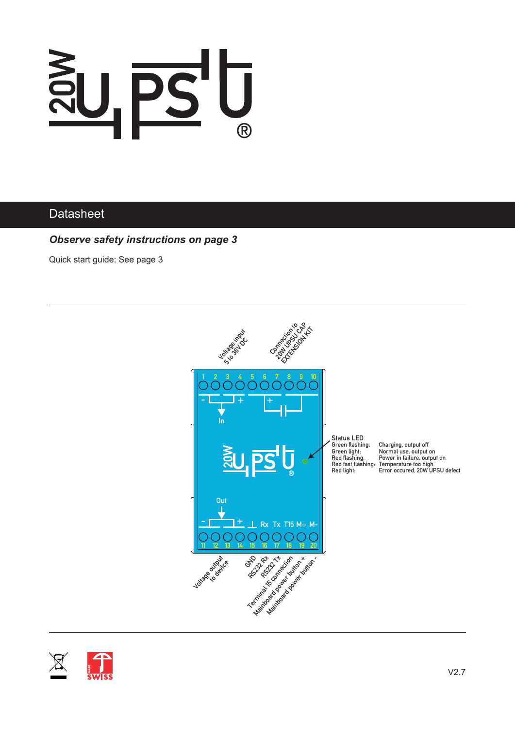# 20W UPSU®

## Datasheet

***Observe safety instructions on page 3***

Quick start guide: See page 3

Voltage input 5 to 36V DC

Connection to 20W UPSU CAP EXTENSION KIT

| 1 | 2 | 3 | 4 | 5 | 6 | 7 | 8 | 9 | 10 |
|---|---|---|---|---|---|---|---|---|---|

In

Status LED

| | |
|---|---|
| Green flashing: | Charging, output off |
| Green light: | Normal use, output on |
| Red flashing: | Power in failure, output on |
| Red fast flashing: | Temperature too high |
| Red light: | Error occured, 20W UPSU defect |

Out

- + ⊥ Rx Tx T15 M+ M-

| 11 | 12 | 13 | 14 | 15 | 16 | 17 | 18 | 19 | 20 |
|---|---|---|---|---|---|---|---|---|---|

Voltage output to device

GND

RS232 Rx

RS232 Tx

Terminal 15 connection

Mainboard power button +

Mainboard power button -

SWISS MADE

V2.7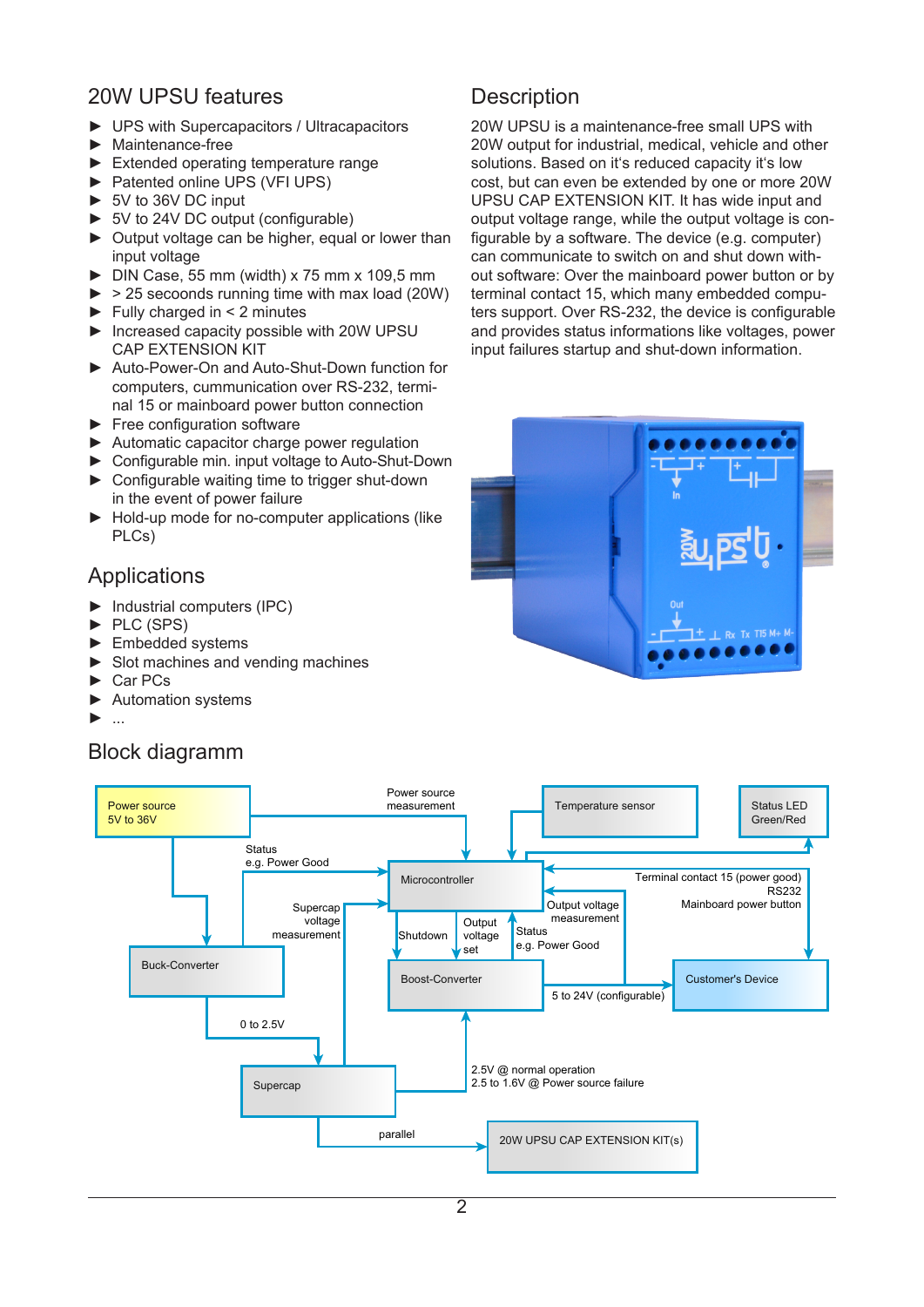## 20W UPSU features

- UPS with Supercapacitors / Ultracapacitors
- Maintenance-free
- Extended operating temperature range
- Patented online UPS (VFI UPS)
- 5V to 36V DC input
- 5V to 24V DC output (configurable)
- Output voltage can be higher, equal or lower than input voltage
- DIN Case, 55 mm (width) x 75 mm x 109,5 mm
- > 25 secoonds running time with max load (20W)
- Fully charged in < 2 minutes
- Increased capacity possible with 20W UPSU CAP EXTENSION KIT
- Auto-Power-On and Auto-Shut-Down function for computers, cummunication over RS-232, terminal 15 or mainboard power button connection
- Free configuration software
- Automatic capacitor charge power regulation
- Configurable min. input voltage to Auto-Shut-Down
- Configurable waiting time to trigger shut-down in the event of power failure
- Hold-up mode for no-computer applications (like PLCs)

## Applications

- Industrial computers (IPC)
- PLC (SPS)
- Embedded systems
- Slot machines and vending machines
- Car PCs
- Automation systems
- ...

## Description

20W UPSU is a maintenance-free small UPS with 20W output for industrial, medical, vehicle and other solutions. Based on it's reduced capacity it's low cost, but can even be extended by one or more 20W UPSU CAP EXTENSION KIT. It has wide input and output voltage range, while the output voltage is configurable by a software. The device (e.g. computer) can communicate to switch on and shut down without software: Over the mainboard power button or by terminal contact 15, which many embedded computers support. Over RS-232, the device is configurable and provides status informations like voltages, power input failures startup and shut-down information.

## Block diagramm

Power source 5V to 36V · Power source measurement · Temperature sensor · Status LED Green/Red · Status e.g. Power Good · Microcontroller · Terminal contact 15 (power good) · RS232 · Mainboard power button · Supercap voltage measurement · Output voltage measurement · Shutdown · Output voltage set · Status e.g. Power Good · Buck-Converter · Boost-Converter · 5 to 24V (configurable) · Customer's Device · 0 to 2.5V · Supercap · 2.5V @ normal operation · 2.5 to 1.6V @ Power source failure · parallel · 20W UPSU CAP EXTENSION KIT(s)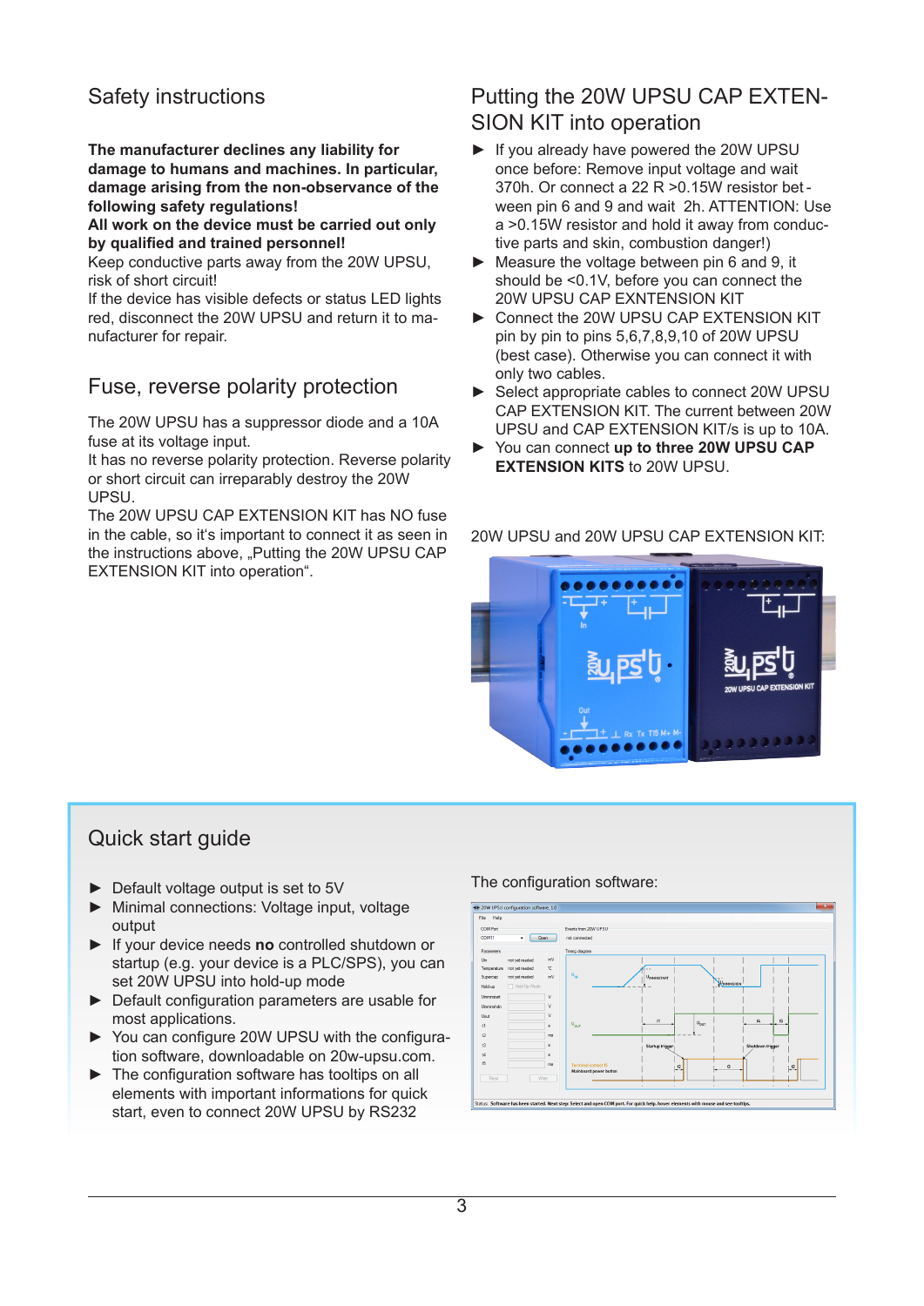## Safety instructions

**The manufacturer declines any liability for damage to humans and machines. In particular, damage arising from the non-observance of the following safety regulations!**
**All work on the device must be carried out only by qualified and trained personnel!**
Keep conductive parts away from the 20W UPSU, risk of short circuit!
If the device has visible defects or status LED lights red, disconnect the 20W UPSU and return it to manufacturer for repair.

## Fuse, reverse polarity protection

The 20W UPSU has a suppressor diode and a 10A fuse at its voltage input.
It has no reverse polarity protection. Reverse polarity or short circuit can irreparably destroy the 20W UPSU.
The 20W UPSU CAP EXTENSION KIT has NO fuse in the cable, so it's important to connect it as seen in the instructions above, „Putting the 20W UPSU CAP EXTENSION KIT into operation".

## Putting the 20W UPSU CAP EXTENSION KIT into operation

- If you already have powered the 20W UPSU once before: Remove input voltage and wait 370h. Or connect a 22 R >0.15W resistor between pin 6 and 9 and wait 2h. ATTENTION: Use a >0.15W resistor and hold it away from conductive parts and skin, combustion danger!)
- Measure the voltage between pin 6 and 9, it should be <0.1V, before you can connect the 20W UPSU CAP EXNTENSION KIT
- Connect the 20W UPSU CAP EXTENSION KIT pin by pin to pins 5,6,7,8,9,10 of 20W UPSU (best case). Otherwise you can connect it with only two cables.
- Select appropriate cables to connect 20W UPSU CAP EXTENSION KIT. The current between 20W UPSU and CAP EXTENSION KIT/s is up to 10A.
- You can connect **up to three 20W UPSU CAP EXTENSION KITS** to 20W UPSU.

20W UPSU and 20W UPSU CAP EXTENSION KIT:

## Quick start guide

- Default voltage output is set to 5V
- Minimal connections: Voltage input, voltage output
- If your device needs **no** controlled shutdown or startup (e.g. your device is a PLC/SPS), you can set 20W UPSU into hold-up mode
- Default configuration parameters are usable for most applications.
- You can configure 20W UPSU with the configuration software, downloadable on 20w-upsu.com.
- The configuration software has tooltips on all elements with important informations for quick start, even to connect 20W UPSU by RS232

The configuration software: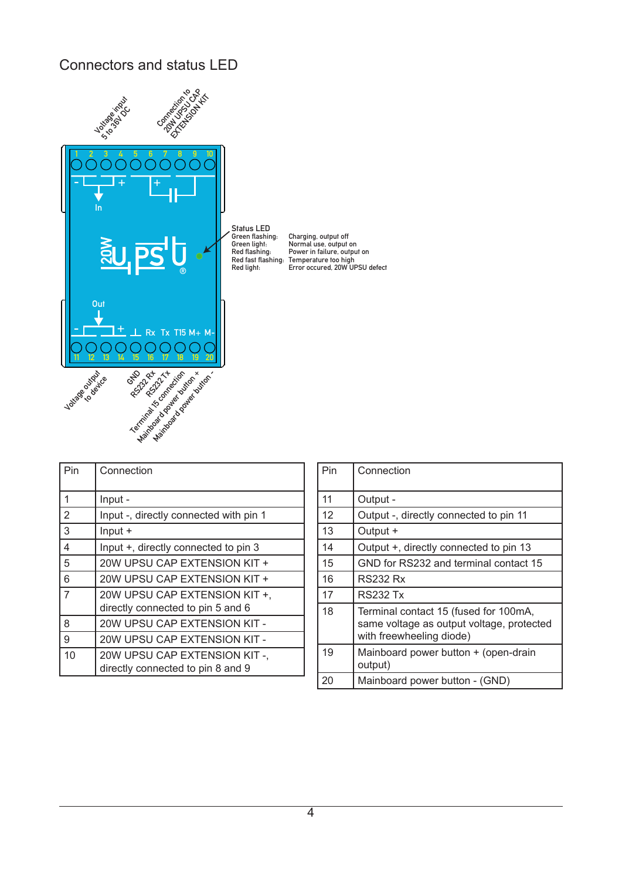## Connectors and status LED

Voltage input 5 to 36V DC

Connection to 20W UPSU CAP EXTENSION KIT

Status LED

| | |
|---|---|
| Green flashing: | Charging, output off |
| Green light: | Normal use, output on |
| Red flashing: | Power in failure, output on |
| Red fast flashing: | Temperature too high |
| Red light: | Error occured, 20W UPSU defect |

Voltage output to device

GND  
RS232 Rx  
RS232 Tx  
Terminal 15 connection  
Mainboard power button +  
Mainboard power button -

| Pin | Connection |
|---|---|
| 1 | Input - |
| 2 | Input -, directly connected with pin 1 |
| 3 | Input + |
| 4 | Input +, directly connected to pin 3 |
| 5 | 20W UPSU CAP EXTENSION KIT + |
| 6 | 20W UPSU CAP EXTENSION KIT + |
| 7 | 20W UPSU CAP EXTENSION KIT +, directly connected to pin 5 and 6 |
| 8 | 20W UPSU CAP EXTENSION KIT - |
| 9 | 20W UPSU CAP EXTENSION KIT - |
| 10 | 20W UPSU CAP EXTENSION KIT -, directly connected to pin 8 and 9 |

| Pin | Connection |
|---|---|
| 11 | Output - |
| 12 | Output -, directly connected to pin 11 |
| 13 | Output + |
| 14 | Output +, directly connected to pin 13 |
| 15 | GND for RS232 and terminal contact 15 |
| 16 | RS232 Rx |
| 17 | RS232 Tx |
| 18 | Terminal contact 15 (fused for 100mA, same voltage as output voltage, protected with freewheeling diode) |
| 19 | Mainboard power button + (open-drain output) |
| 20 | Mainboard power button - (GND) |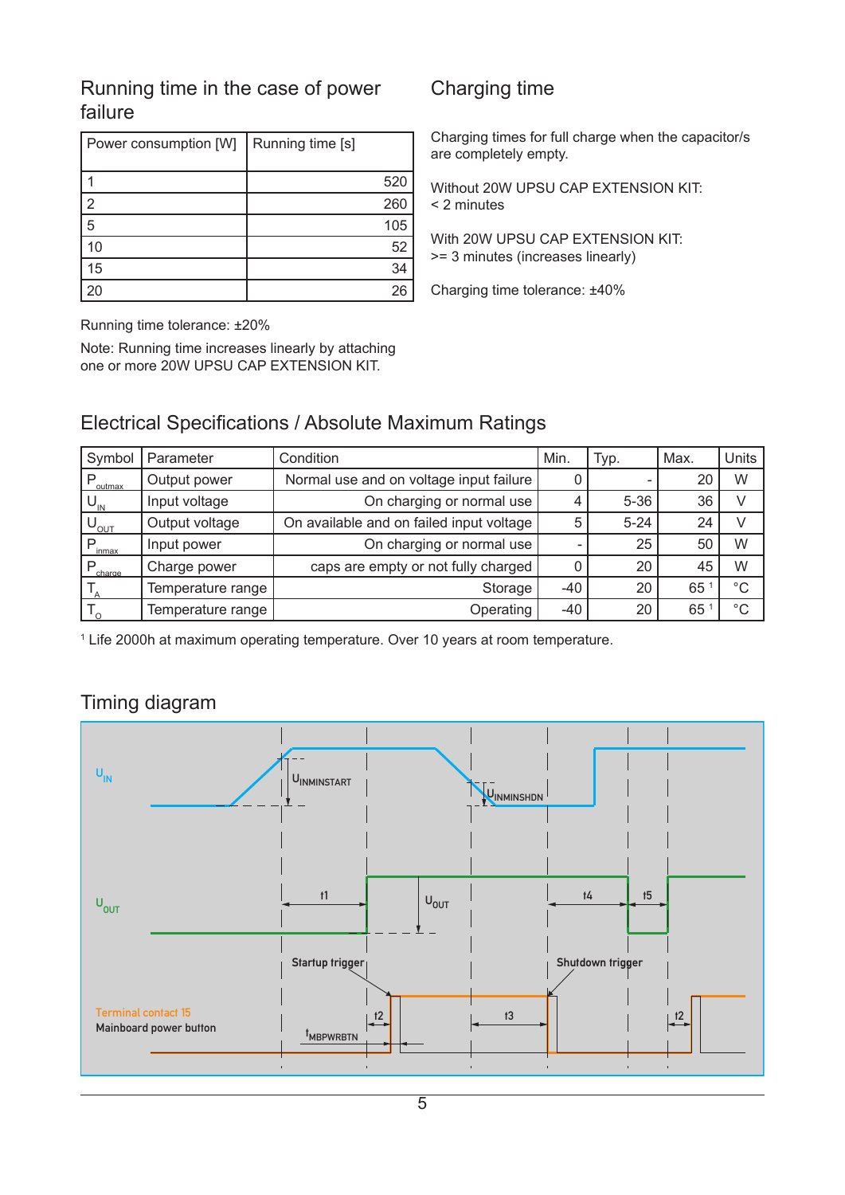## Running time in the case of power failure

| Power consumption [W] | Running time [s] |
|---|---|
| 1 | 520 |
| 2 | 260 |
| 5 | 105 |
| 10 | 52 |
| 15 | 34 |
| 20 | 26 |

Running time tolerance: ±20%

Note: Running time increases linearly by attaching one or more 20W UPSU CAP EXTENSION KIT.

## Charging time

Charging times for full charge when the capacitor/s are completely empty.

Without 20W UPSU CAP EXTENSION KIT:
< 2 minutes

With 20W UPSU CAP EXTENSION KIT:
>= 3 minutes (increases linearly)

Charging time tolerance: ±40%

## Electrical Specifications / Absolute Maximum Ratings

| Symbol | Parameter | Condition | Min. | Typ. | Max. | Units |
|---|---|---|---|---|---|---|
| $P_{outmax}$ | Output power | Normal use and on voltage input failure | 0 | - | 20 | W |
| $U_{IN}$ | Input voltage | On charging or normal use | 4 | 5-36 | 36 | V |
| $U_{OUT}$ | Output voltage | On available and on failed input voltage | 5 | 5-24 | 24 | V |
| $P_{inmax}$ | Input power | On charging or normal use | - | 25 | 50 | W |
| $P_{charge}$ | Charge power | caps are empty or not fully charged | 0 | 20 | 45 | W |
| $T_A$ | Temperature range | Storage | -40 | 20 | 65 [1] | °C |
| $T_O$ | Temperature range | Operating | -40 | 20 | 65 [1] | °C |

[1] Life 2000h at maximum operating temperature. Over 10 years at room temperature.

## Timing diagram

$U_{IN}$ $U_{INMINSTART}$ $U_{INMINSHDN}$

$U_{OUT}$ t1 $U_{OUT}$ t4 t5

Startup trigger Shutdown trigger

Terminal contact 15
Mainboard power button

$t_{MBPWRBTN}$ t2 t3 t2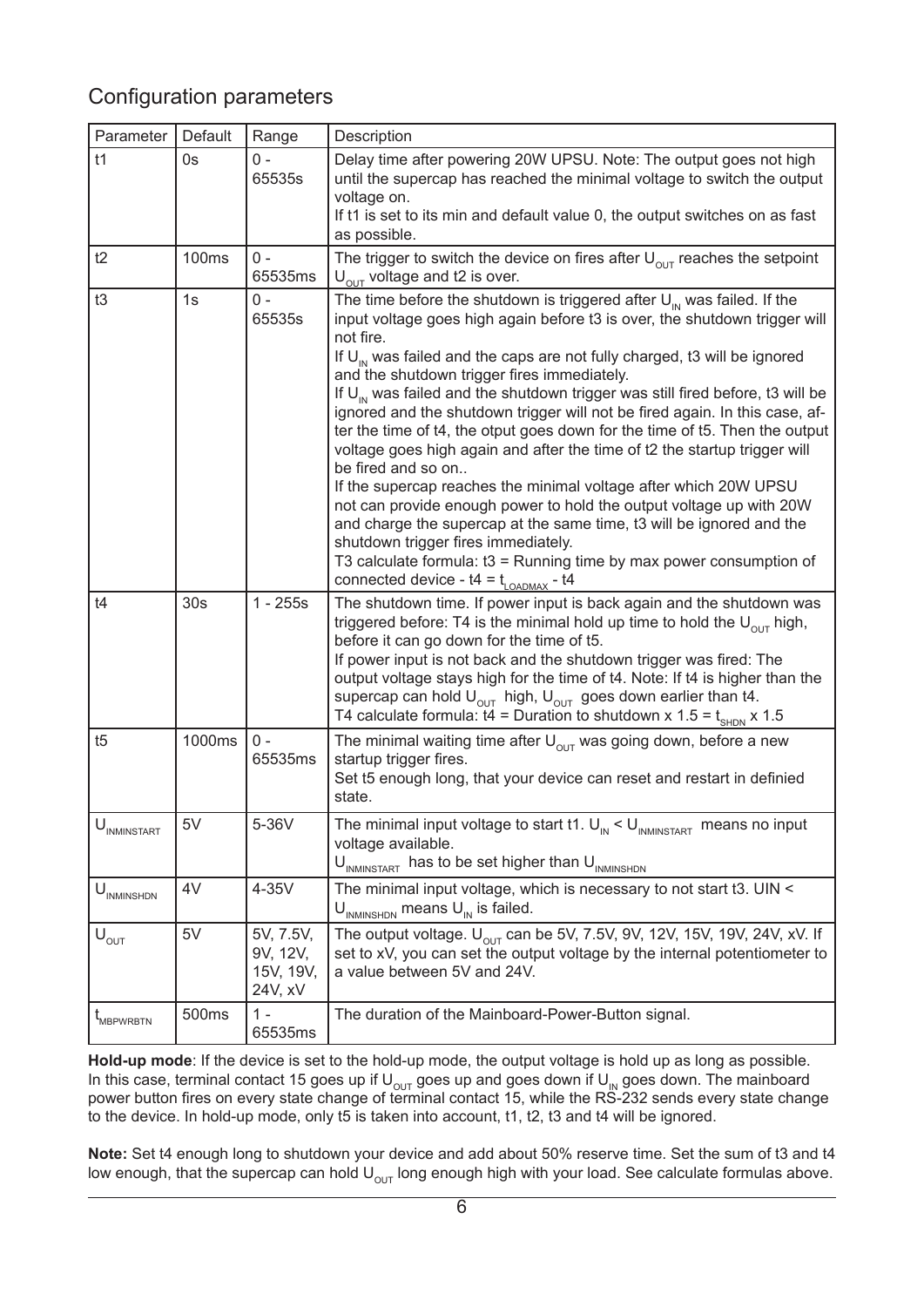## Configuration parameters

| Parameter | Default | Range | Description |
|---|---|---|---|
| t1 | 0s | 0 - 65535s | Delay time after powering 20W UPSU. Note: The output goes not high until the supercap has reached the minimal voltage to switch the output voltage on. If t1 is set to its min and default value 0, the output switches on as fast as possible. |
| t2 | 100ms | 0 - 65535ms | The trigger to switch the device on fires after $U_{OUT}$ reaches the setpoint $U_{OUT}$ voltage and t2 is over. |
| t3 | 1s | 0 - 65535s | The time before the shutdown is triggered after $U_{IN}$ was failed. If the input voltage goes high again before t3 is over, the shutdown trigger will not fire. If $U_{IN}$ was failed and the caps are not fully charged, t3 will be ignored and the shutdown trigger fires immediately. If $U_{IN}$ was failed and the shutdown trigger was still fired before, t3 will be ignored and the shutdown trigger will not be fired again. In this case, after the time of t4, the otput goes down for the time of t5. Then the output voltage goes high again and after the time of t2 the startup trigger will be fired and so on.. If the supercap reaches the minimal voltage after which 20W UPSU not can provide enough power to hold the output voltage up with 20W and charge the supercap at the same time, t3 will be ignored and the shutdown trigger fires immediately. T3 calculate formula: t3 = Running time by max power consumption of connected device - t4 = $t_{LOADMAX}$ - t4 |
| t4 | 30s | 1 - 255s | The shutdown time. If power input is back again and the shutdown was triggered before: T4 is the minimal hold up time to hold the $U_{OUT}$ high, before it can go down for the time of t5. If power input is not back and the shutdown trigger was fired: The output voltage stays high for the time of t4. Note: If t4 is higher than the supercap can hold $U_{OUT}$ high, $U_{OUT}$ goes down earlier than t4. T4 calculate formula: t4 = Duration to shutdown x 1.5 = $t_{SHDN}$ x 1.5 |
| t5 | 1000ms | 0 - 65535ms | The minimal waiting time after $U_{OUT}$ was going down, before a new startup trigger fires. Set t5 enough long, that your device can reset and restart in definied state. |
| $U_{INMINSTART}$ | 5V | 5-36V | The minimal input voltage to start t1. $U_{IN}$ < $U_{INMINSTART}$ means no input voltage available. $U_{INMINSTART}$ has to be set higher than $U_{INMINSHDN}$ |
| $U_{INMINSHDN}$ | 4V | 4-35V | The minimal input voltage, which is necessary to not start t3. UIN < $U_{INMINSHDN}$ means $U_{IN}$ is failed. |
| $U_{OUT}$ | 5V | 5V, 7.5V, 9V, 12V, 15V, 19V, 24V, xV | The output voltage. $U_{OUT}$ can be 5V, 7.5V, 9V, 12V, 15V, 19V, 24V, xV. If set to xV, you can set the output voltage by the internal potentiometer to a value between 5V and 24V. |
| $t_{MBPWRBTN}$ | 500ms | 1 - 65535ms | The duration of the Mainboard-Power-Button signal. |

**Hold-up mode**: If the device is set to the hold-up mode, the output voltage is hold up as long as possible. In this case, terminal contact 15 goes up if $U_{OUT}$ goes up and goes down if $U_{IN}$ goes down. The mainboard power button fires on every state change of terminal contact 15, while the RS-232 sends every state change to the device. In hold-up mode, only t5 is taken into account, t1, t2, t3 and t4 will be ignored.

**Note:** Set t4 enough long to shutdown your device and add about 50% reserve time. Set the sum of t3 and t4 low enough, that the supercap can hold $U_{OUT}$ long enough high with your load. See calculate formulas above.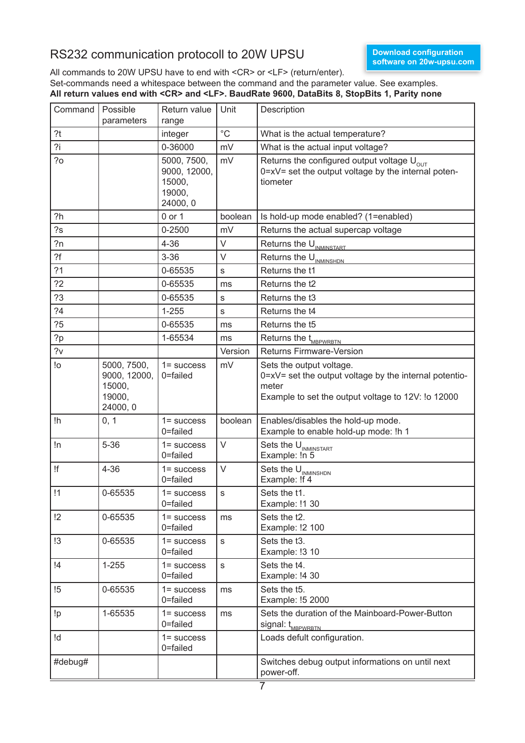# RS232 communication protocoll to 20W UPSU

**Download configuration software on 20w-upsu.com**

All commands to 20W UPSU have to end with <CR> or <LF> (return/enter).
Set-commands need a whitespace between the command and the parameter value. See examples.
**All return values end with <CR> and <LF>. BaudRate 9600, DataBits 8, StopBits 1, Parity none**

| Command | Possible parameters | Return value range | Unit | Description |
|---|---|---|---|---|
| ?t | | integer | °C | What is the actual temperature? |
| ?i | | 0-36000 | mV | What is the actual input voltage? |
| ?o | | 5000, 7500, 9000, 12000, 15000, 19000, 24000, 0 | mV | Returns the configured output voltage $U_{OUT}$ 0=xV= set the output voltage by the internal potentiometer |
| ?h | | 0 or 1 | boolean | Is hold-up mode enabled? (1=enabled) |
| ?s | | 0-2500 | mV | Returns the actual supercap voltage |
| ?n | | 4-36 | V | Returns the $U_{INMINSTART}$ |
| ?f | | 3-36 | V | Returns the $U_{INMINSHDN}$ |
| ?1 | | 0-65535 | s | Returns the t1 |
| ?2 | | 0-65535 | ms | Returns the t2 |
| ?3 | | 0-65535 | s | Returns the t3 |
| ?4 | | 1-255 | s | Returns the t4 |
| ?5 | | 0-65535 | ms | Returns the t5 |
| ?p | | 1-65534 | ms | Returns the $t_{MBPWRBTN}$ |
| ?v | | | Version | Returns Firmware-Version |
| !o | 5000, 7500, 9000, 12000, 15000, 19000, 24000, 0 | 1= success 0=failed | mV | Sets the output voltage. 0=xV= set the output voltage by the internal potentiometer Example to set the output voltage to 12V: !o 12000 |
| !h | 0, 1 | 1= success 0=failed | boolean | Enables/disables the hold-up mode. Example to enable hold-up mode: !h 1 |
| !n | 5-36 | 1= success 0=failed | V | Sets the $U_{INMINSTART}$ Example: !n 5 |
| !f | 4-36 | 1= success 0=failed | V | Sets the $U_{INMINSHDN}$ Example: !f 4 |
| !1 | 0-65535 | 1= success 0=failed | s | Sets the t1. Example: !1 30 |
| !2 | 0-65535 | 1= success 0=failed | ms | Sets the t2. Example: !2 100 |
| !3 | 0-65535 | 1= success 0=failed | s | Sets the t3. Example: !3 10 |
| !4 | 1-255 | 1= success 0=failed | s | Sets the t4. Example: !4 30 |
| !5 | 0-65535 | 1= success 0=failed | ms | Sets the t5. Example: !5 2000 |
| !p | 1-65535 | 1= success 0=failed | ms | Sets the duration of the Mainboard-Power-Button signal: $t_{MBPWRBTN}$ |
| !d | | 1= success 0=failed | | Loads defult configuration. |
| #debug# | | | | Switches debug output informations on until next power-off. |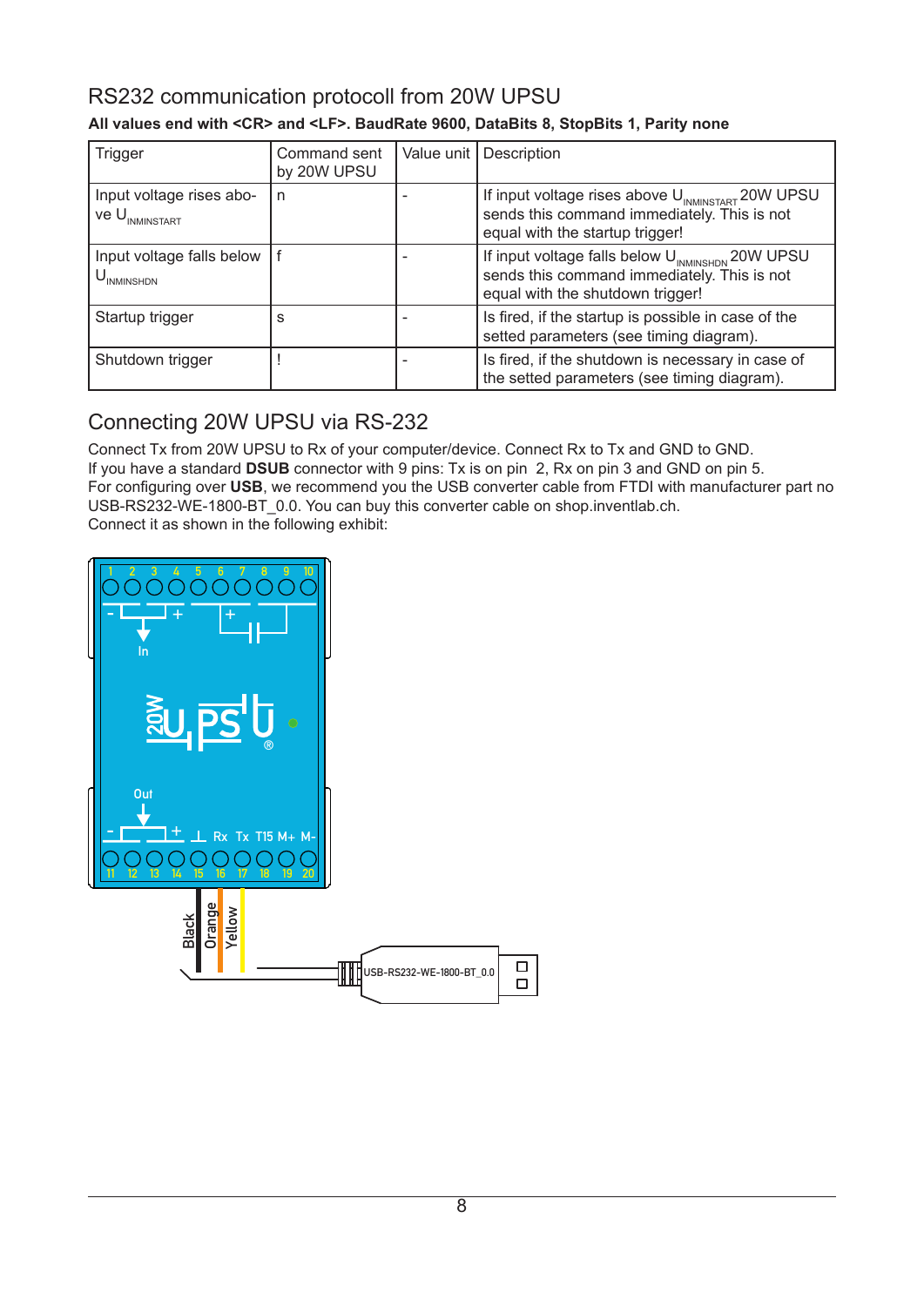## RS232 communication protocoll from 20W UPSU

**All values end with <CR> and <LF>. BaudRate 9600, DataBits 8, StopBits 1, Parity none**

| Trigger | Command sent by 20W UPSU | Value unit | Description |
|---|---|---|---|
| Input voltage rises above $U_{INMINSTART}$ | n | - | If input voltage rises above $U_{INMINSTART}$ 20W UPSU sends this command immediately. This is not equal with the startup trigger! |
| Input voltage falls below $U_{INMINSHDN}$ | f | - | If input voltage falls below $U_{INMINSHDN}$ 20W UPSU sends this command immediately. This is not equal with the shutdown trigger! |
| Startup trigger | s | - | Is fired, if the startup is possible in case of the setted parameters (see timing diagram). |
| Shutdown trigger | ! | - | Is fired, if the shutdown is necessary in case of the setted parameters (see timing diagram). |

## Connecting 20W UPSU via RS-232

Connect Tx from 20W UPSU to Rx of your computer/device. Connect Rx to Tx and GND to GND.
If you have a standard **DSUB** connector with 9 pins: Tx is on pin 2, Rx on pin 3 and GND on pin 5.
For configuring over **USB**, we recommend you the USB converter cable from FTDI with manufacturer part no USB-RS232-WE-1800-BT_0.0. You can buy this converter cable on shop.inventlab.ch.
Connect it as shown in the following exhibit: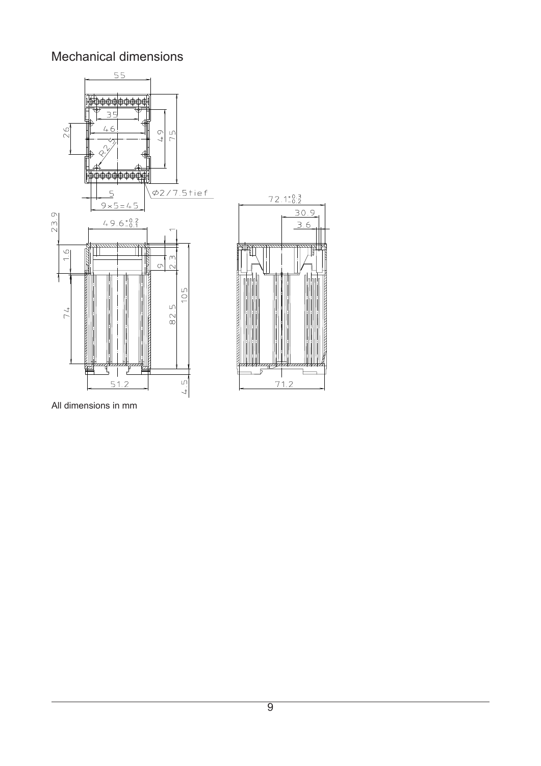## Mechanical dimensions

All dimensions in mm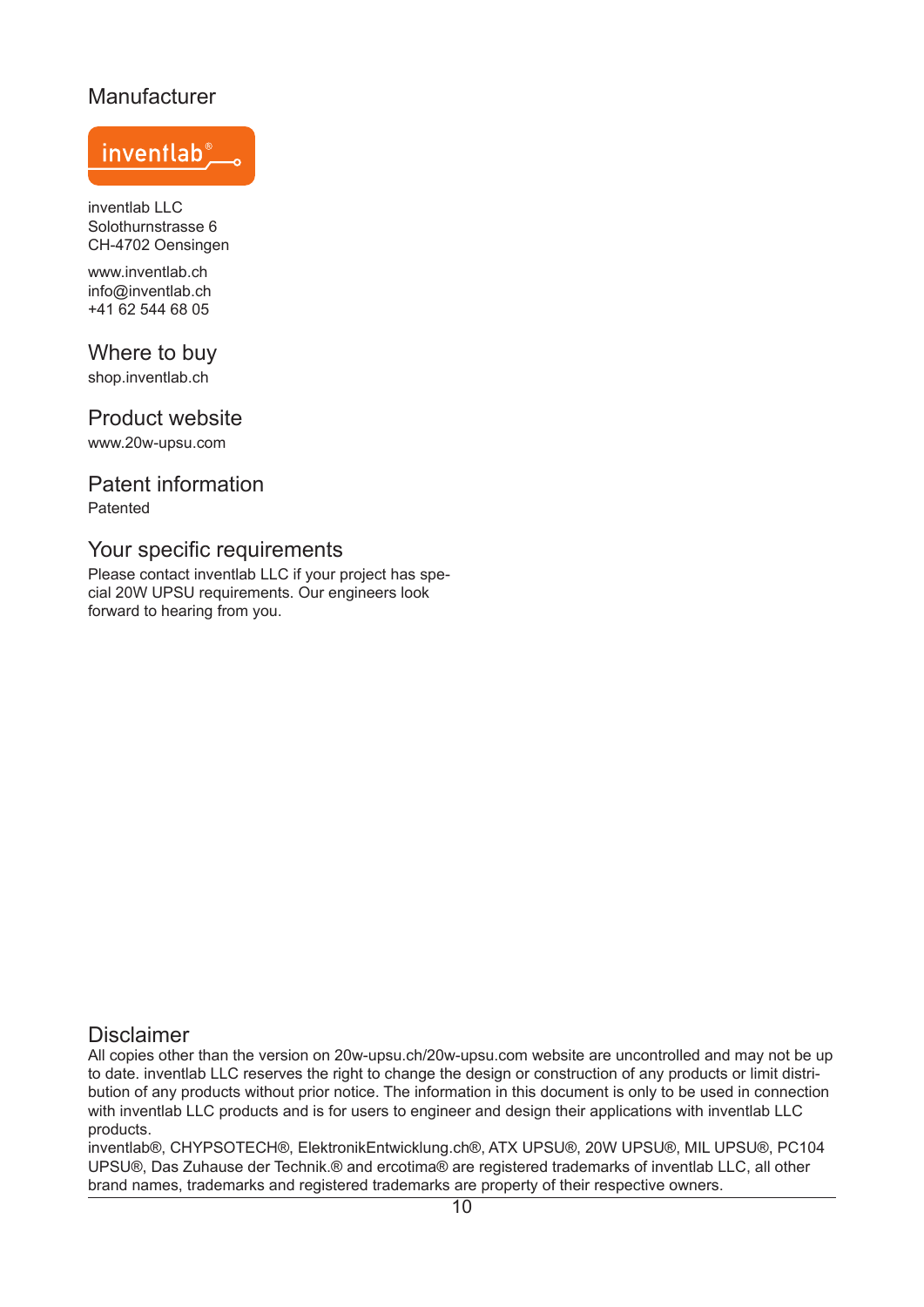## Manufacturer

inventlab LLC
Solothurnstrasse 6
CH-4702 Oensingen

www.inventlab.ch
info@inventlab.ch
+41 62 544 68 05

## Where to buy

shop.inventlab.ch

## Product website

www.20w-upsu.com

## Patent information

Patented

## Your specific requirements

Please contact inventlab LLC if your project has special 20W UPSU requirements. Our engineers look forward to hearing from you.

## Disclaimer

All copies other than the version on 20w-upsu.ch/20w-upsu.com website are uncontrolled and may not be up to date. inventlab LLC reserves the right to change the design or construction of any products or limit distribution of any products without prior notice. The information in this document is only to be used in connection with inventlab LLC products and is for users to engineer and design their applications with inventlab LLC products.
inventlab®, CHYPSOTECH®, ElektronikEntwicklung.ch®, ATX UPSU®, 20W UPSU®, MIL UPSU®, PC104 UPSU®, Das Zuhause der Technik.® and ercotima® are registered trademarks of inventlab LLC, all other brand names, trademarks and registered trademarks are property of their respective owners.